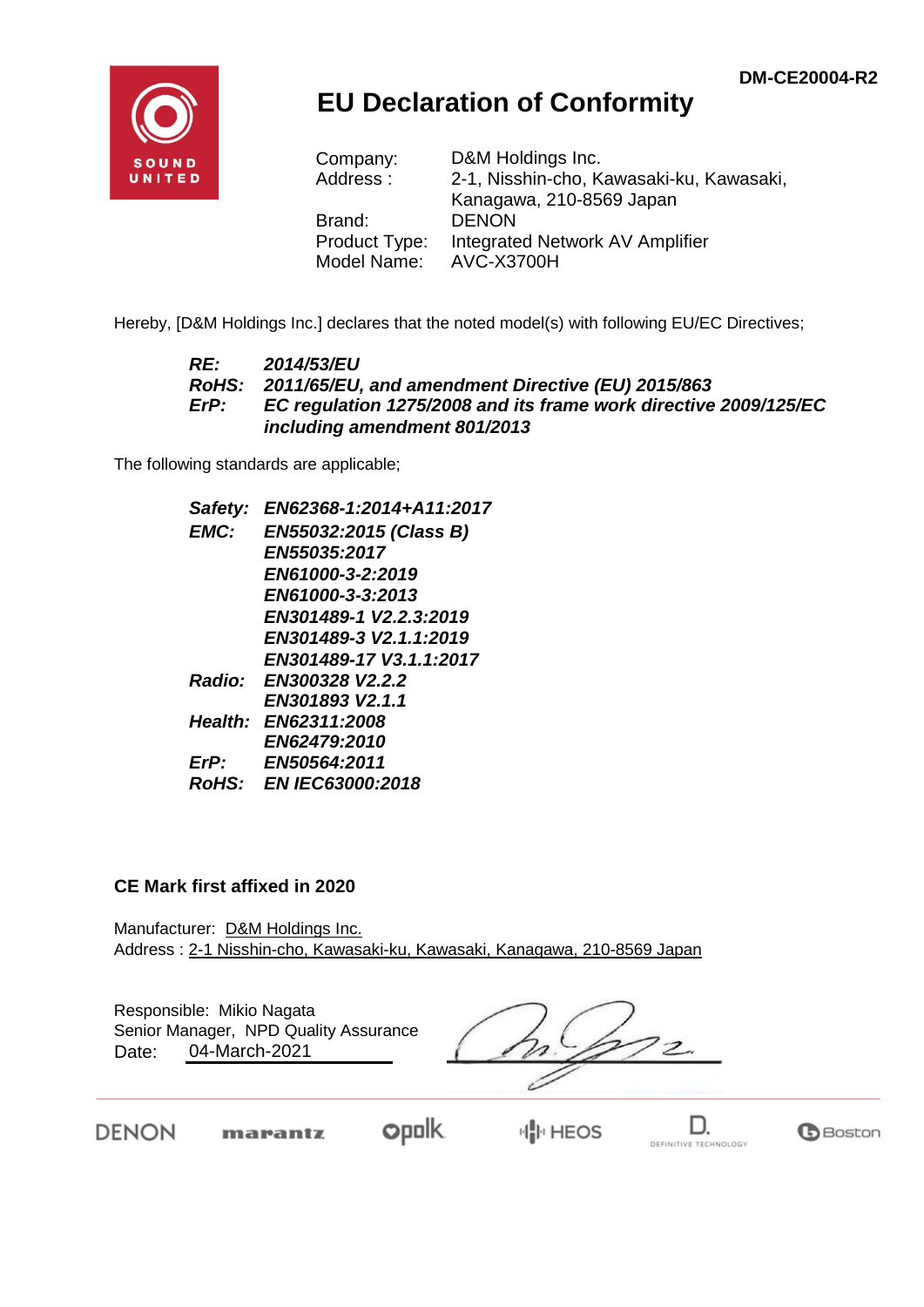DM-CE20004-R2

# EU Declaration of Conformity

| | |
|---|---|
| Company: | D&M Holdings Inc. |
| Address : | 2-1, Nisshin-cho, Kawasaki-ku, Kawasaki, Kanagawa, 210-8569 Japan |
| Brand: | DENON |
| Product Type: | Integrated Network AV Amplifier |
| Model Name: | AVC-X3700H |

Hereby, [D&M Holdings Inc.] declares that the noted model(s) with following EU/EC Directives;

***RE:*** ***2014/53/EU***
***RoHS:*** ***2011/65/EU, and amendment Directive (EU) 2015/863***
***ErP:*** ***EC regulation 1275/2008 and its frame work directive 2009/125/EC including amendment 801/2013***

The following standards are applicable;

***Safety:*** ***EN62368-1:2014+A11:2017***
***EMC:*** ***EN55032:2015 (Class B)***
***EN55035:2017***
***EN61000-3-2:2019***
***EN61000-3-3:2013***
***EN301489-1 V2.2.3:2019***
***EN301489-3 V2.1.1:2019***
***EN301489-17 V3.1.1:2017***
***Radio:*** ***EN300328 V2.2.2***
***EN301893 V2.1.1***
***Health:*** ***EN62311:2008***
***EN62479:2010***
***ErP:*** ***EN50564:2011***
***RoHS:*** ***EN IEC63000:2018***

**CE Mark first affixed in 2020**

Manufacturer: D&M Holdings Inc.
Address : 2-1 Nisshin-cho, Kawasaki-ku, Kawasaki, Kanagawa, 210-8569 Japan

Responsible: Mikio Nagata
Senior Manager, NPD Quality Assurance
Date: 04-March-2021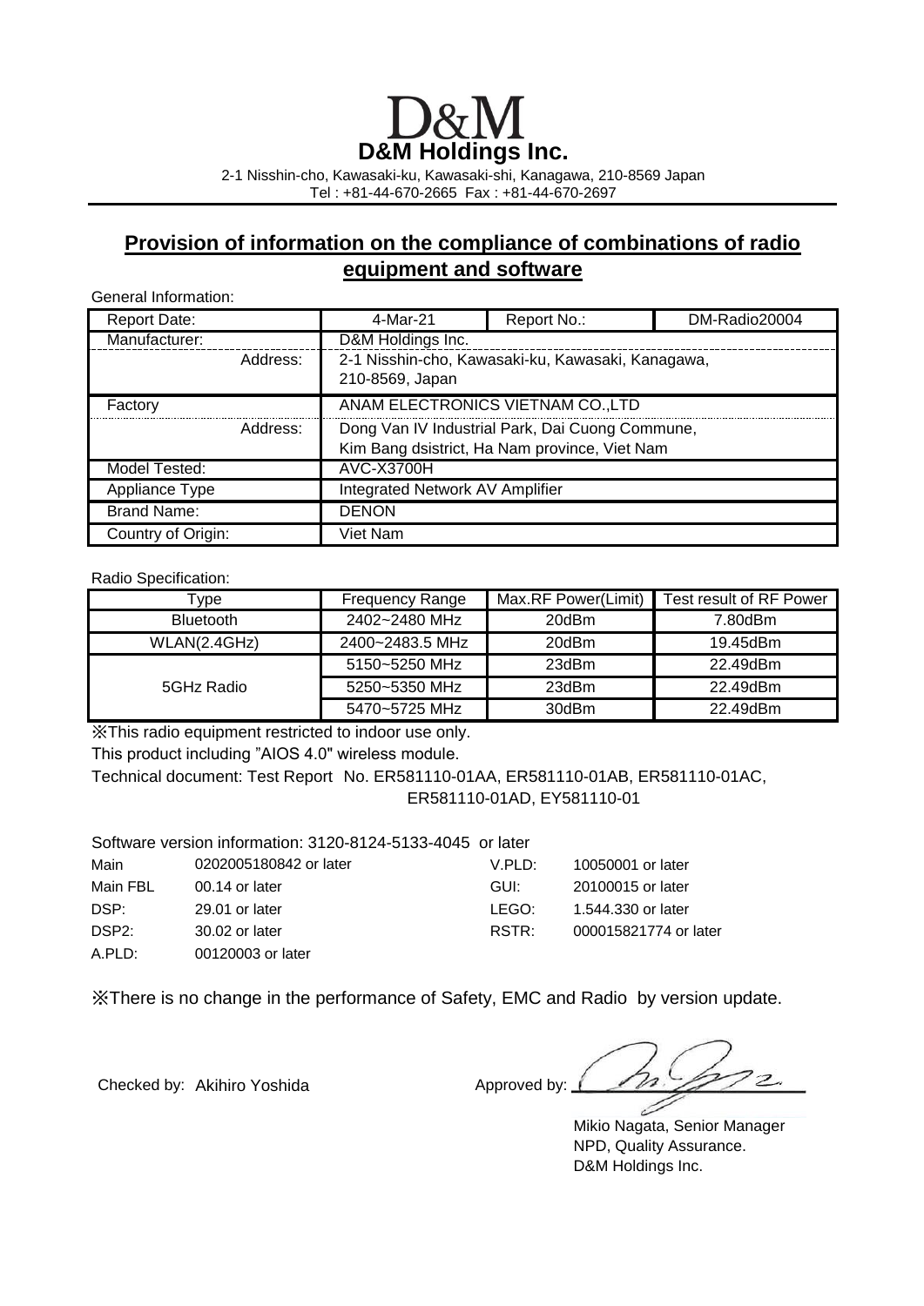# D&M

**D&M Holdings Inc.**

2-1 Nisshin-cho, Kawasaki-ku, Kawasaki-shi, Kanagawa, 210-8569 Japan
Tel : +81-44-670-2665 Fax : +81-44-670-2697

## Provision of information on the compliance of combinations of radio equipment and software

General Information:

| | | | |
|---|---|---|---|
| Report Date: | 4-Mar-21 | Report No.: | DM-Radio20004 |
| Manufacturer: | D&M Holdings Inc. | | |
| Address: | 2-1 Nisshin-cho, Kawasaki-ku, Kawasaki, Kanagawa, 210-8569, Japan | | |
| Factory | ANAM ELECTRONICS VIETNAM CO.,LTD | | |
| Address: | Dong Van IV Industrial Park, Dai Cuong Commune, Kim Bang dsistrict, Ha Nam province, Viet Nam | | |
| Model Tested: | AVC-X3700H | | |
| Appliance Type | Integrated Network AV Amplifier | | |
| Brand Name: | DENON | | |
| Country of Origin: | Viet Nam | | |

Radio Specification:

| Type | Frequency Range | Max.RF Power(Limit) | Test result of RF Power |
|---|---|---|---|
| Bluetooth | 2402~2480 MHz | 20dBm | 7.80dBm |
| WLAN(2.4GHz) | 2400~2483.5 MHz | 20dBm | 19.45dBm |
| 5GHz Radio | 5150~5250 MHz | 23dBm | 22.49dBm |
| | 5250~5350 MHz | 23dBm | 22.49dBm |
| | 5470~5725 MHz | 30dBm | 22.49dBm |

※This radio equipment restricted to indoor use only.

This product including "AIOS 4.0" wireless module.

Technical document: Test Report No. ER581110-01AA, ER581110-01AB, ER581110-01AC, ER581110-01AD, EY581110-01

Software version information: 3120-8124-5133-4045 or later

| | | | |
|---|---|---|---|
| Main | 0202005180842 or later | V.PLD: | 10050001 or later |
| Main FBL | 00.14 or later | GUI: | 20100015 or later |
| DSP: | 29.01 or later | LEGO: | 1.544.330 or later |
| DSP2: | 30.02 or later | RSTR: | 000015821774 or later |
| A.PLD: | 00120003 or later | | |

※There is no change in the performance of Safety, EMC and Radio by version update.

Checked by: Akihiro Yoshida

Approved by:

Mikio Nagata, Senior Manager
NPD, Quality Assurance.
D&M Holdings Inc.